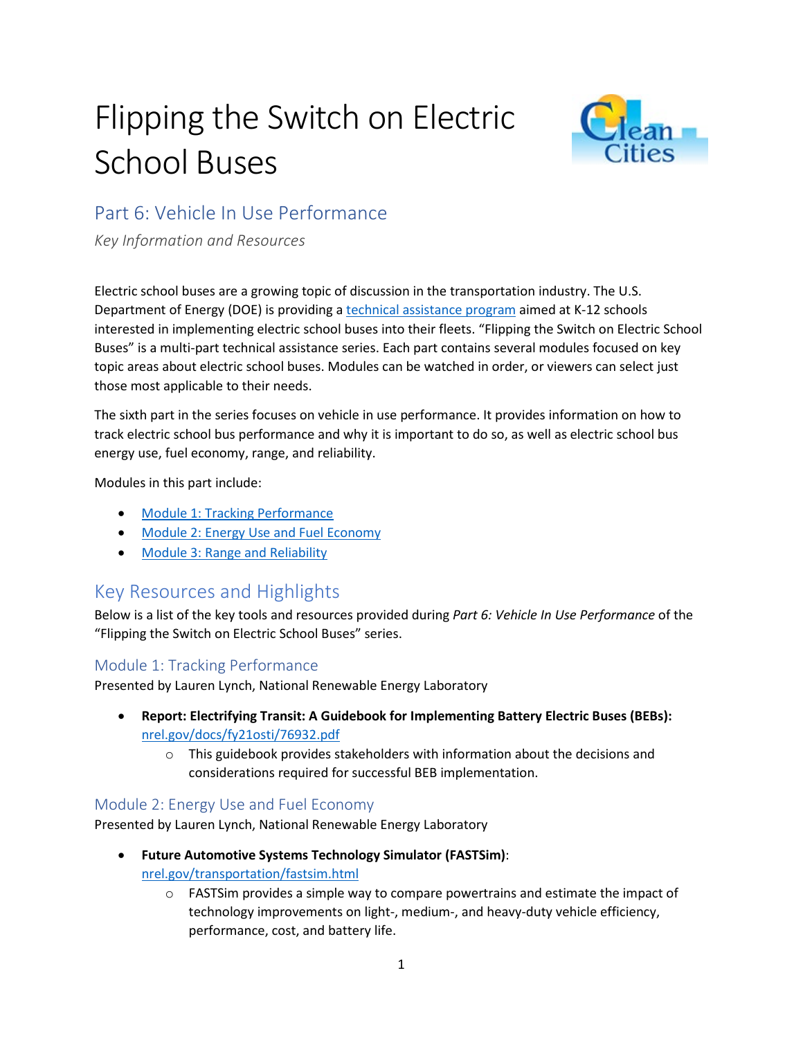# Flipping the Switch on Electric School Buses

## Part 6: Vehicle In Use Performance

*Key Information and Resources*

Electric school buses are a growing topic of discussion in the transportation industry. The U.S. Department of Energy (DOE) is providing a technical assistance program aimed at K-12 schools interested in implementing electric school buses into their fleets. "Flipping the Switch on Electric School Buses" is a multi-part technical assistance series. Each part contains several modules focused on key topic areas about electric school buses. Modules can be watched in order, or viewers can select just those most applicable to their needs.

The sixth part in the series focuses on vehicle in use performance. It provides information on how to track electric school bus performance and why it is important to do so, as well as electric school bus energy use, fuel economy, range, and reliability.

Modules in this part include:

- Module 1: Tracking Performance
- Module 2: Energy Use and Fuel Economy
- Module 3: Range and Reliability

## Key Resources and Highlights

Below is a list of the key tools and resources provided during *Part 6: Vehicle In Use Performance* of the "Flipping the Switch on Electric School Buses" series.

### Module 1: Tracking Performance

Presented by Lauren Lynch, National Renewable Energy Laboratory

- **Report: Electrifying Transit: A Guidebook for Implementing Battery Electric Buses (BEBs):** nrel.gov/docs/fy21osti/76932.pdf
  - This guidebook provides stakeholders with information about the decisions and considerations required for successful BEB implementation.

### Module 2: Energy Use and Fuel Economy

Presented by Lauren Lynch, National Renewable Energy Laboratory

- **Future Automotive Systems Technology Simulator (FASTSim)**: nrel.gov/transportation/fastsim.html
  - FASTSim provides a simple way to compare powertrains and estimate the impact of technology improvements on light-, medium-, and heavy-duty vehicle efficiency, performance, cost, and battery life.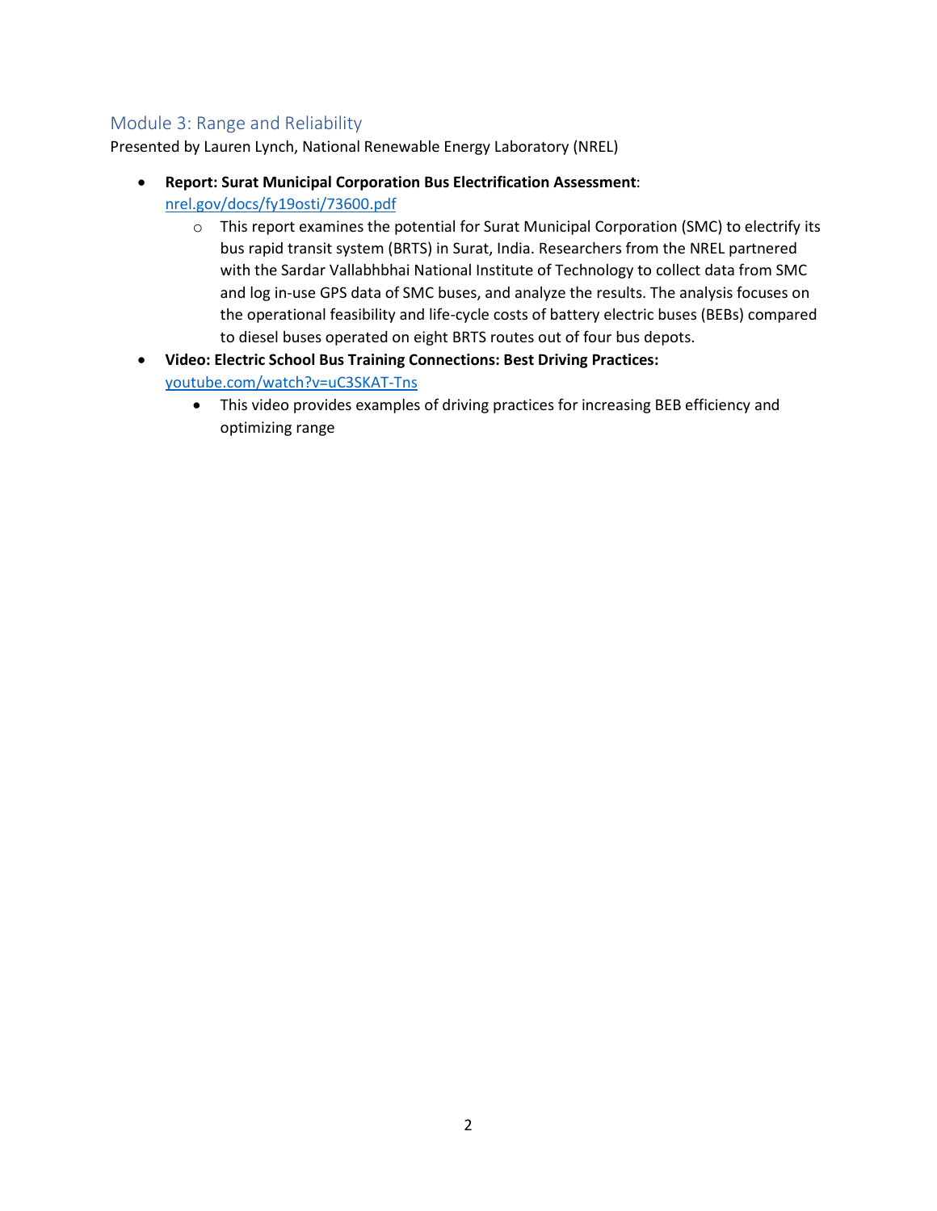## Module 3: Range and Reliability

Presented by Lauren Lynch, National Renewable Energy Laboratory (NREL)

- **Report: Surat Municipal Corporation Bus Electrification Assessment**: nrel.gov/docs/fy19osti/73600.pdf
  - This report examines the potential for Surat Municipal Corporation (SMC) to electrify its bus rapid transit system (BRTS) in Surat, India. Researchers from the NREL partnered with the Sardar Vallabhbhai National Institute of Technology to collect data from SMC and log in-use GPS data of SMC buses, and analyze the results. The analysis focuses on the operational feasibility and life-cycle costs of battery electric buses (BEBs) compared to diesel buses operated on eight BRTS routes out of four bus depots.
- **Video: Electric School Bus Training Connections: Best Driving Practices:** youtube.com/watch?v=uC3SKAT-Tns
  - This video provides examples of driving practices for increasing BEB efficiency and optimizing range